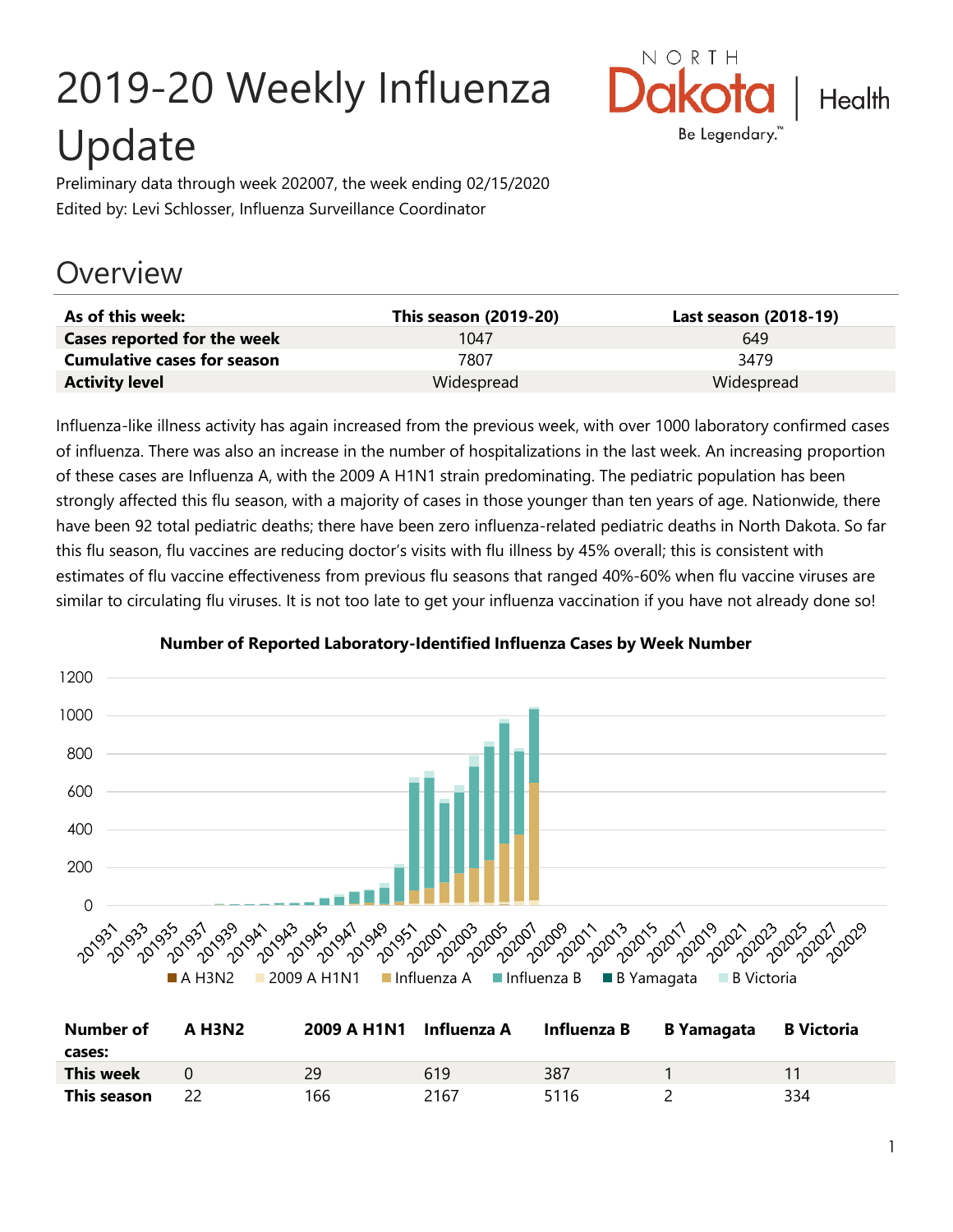# 2019-20 Weekly Influenza Update

Preliminary data through week 202007, the week ending 02/15/2020

Edited by: Levi Schlosser, Influenza Surveillance Coordinator

## Overview

| As of this week: | This season (2019-20) | Last season (2018-19) |
|---|---|---|
| **Cases reported for the week** | 1047 | 649 |
| **Cumulative cases for season** | 7807 | 3479 |
| **Activity level** | Widespread | Widespread |

Influenza-like illness activity has again increased from the previous week, with over 1000 laboratory confirmed cases of influenza. There was also an increase in the number of hospitalizations in the last week. An increasing proportion of these cases are Influenza A, with the 2009 A H1N1 strain predominating. The pediatric population has been strongly affected this flu season, with a majority of cases in those younger than ten years of age. Nationwide, there have been 92 total pediatric deaths; there have been zero influenza-related pediatric deaths in North Dakota. So far this flu season, flu vaccines are reducing doctor's visits with flu illness by 45% overall; this is consistent with estimates of flu vaccine effectiveness from previous flu seasons that ranged 40%-60% when flu vaccine viruses are similar to circulating flu viruses. It is not too late to get your influenza vaccination if you have not already done so!

**Number of Reported Laboratory-Identified Influenza Cases by Week Number**

| Number of cases: | A H3N2 | 2009 A H1N1 | Influenza A | Influenza B | B Yamagata | B Victoria |
|---|---|---|---|---|---|---|
| **This week** | 0 | 29 | 619 | 387 | 1 | 11 |
| **This season** | 22 | 166 | 2167 | 5116 | 2 | 334 |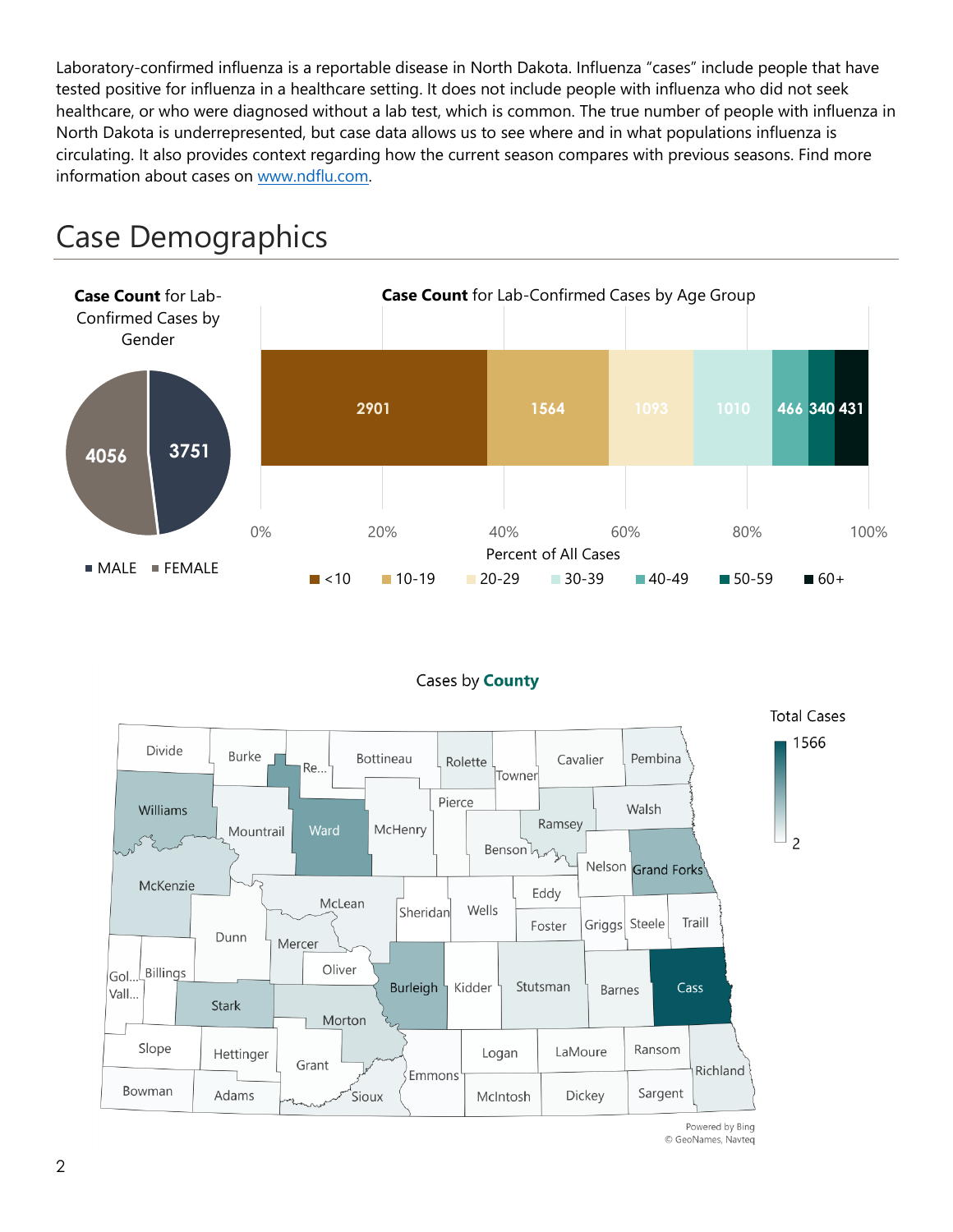Laboratory-confirmed influenza is a reportable disease in North Dakota. Influenza "cases" include people that have tested positive for influenza in a healthcare setting. It does not include people with influenza who did not seek healthcare, or who were diagnosed without a lab test, which is common. The true number of people with influenza in North Dakota is underrepresented, but case data allows us to see where and in what populations influenza is circulating. It also provides context regarding how the current season compares with previous seasons. Find more information about cases on www.ndflu.com.

# Case Demographics

**Case Count** for Lab-Confirmed Cases by Gender

| Gender | Case Count |
|---|---|
| MALE | 3751 |
| FEMALE | 4056 |

**Case Count** for Lab-Confirmed Cases by Age Group

| Age Group | Case Count |
|---|---|
| <10 | 2901 |
| 10-19 | 1564 |
| 20-29 | 1093 |
| 30-39 | 1010 |
| 40-49 | 466 |
| 50-59 | 340 |
| 60+ | 431 |

Percent of All Cases

Cases by **County**

Total Cases: 2 – 1566

Powered by Bing
© GeoNames, Navteq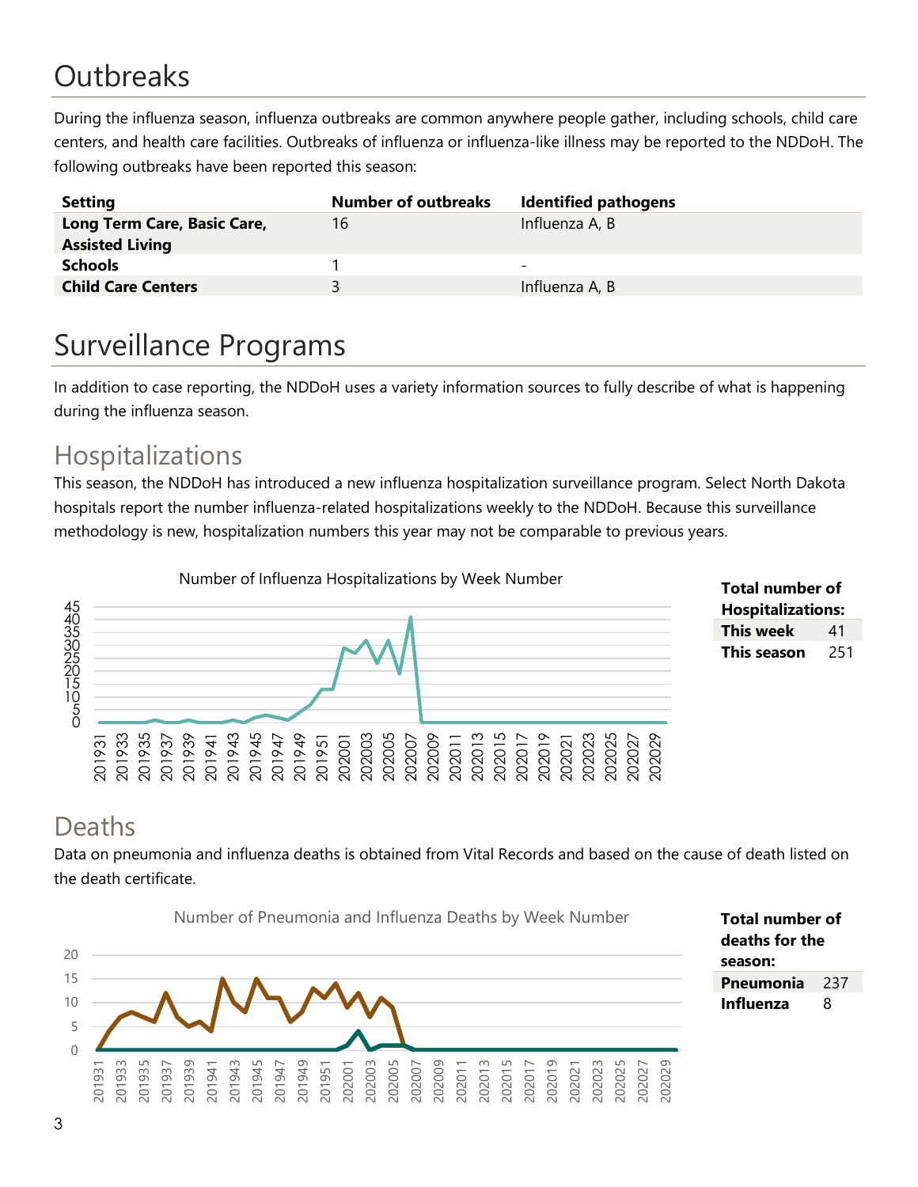# Outbreaks

During the influenza season, influenza outbreaks are common anywhere people gather, including schools, child care centers, and health care facilities. Outbreaks of influenza or influenza-like illness may be reported to the NDDoH. The following outbreaks have been reported this season:

| Setting | Number of outbreaks | Identified pathogens |
|---|---|---|
| **Long Term Care, Basic Care, Assisted Living** | 16 | Influenza A, B |
| **Schools** | 1 | - |
| **Child Care Centers** | 3 | Influenza A, B |

# Surveillance Programs

In addition to case reporting, the NDDoH uses a variety information sources to fully describe of what is happening during the influenza season.

## Hospitalizations

This season, the NDDoH has introduced a new influenza hospitalization surveillance program. Select North Dakota hospitals report the number influenza-related hospitalizations weekly to the NDDoH. Because this surveillance methodology is new, hospitalization numbers this year may not be comparable to previous years.

Number of Influenza Hospitalizations by Week Number

| Total number of Hospitalizations: | |
|---|---|
| **This week** | 41 |
| **This season** | 251 |

## Deaths

Data on pneumonia and influenza deaths is obtained from Vital Records and based on the cause of death listed on the death certificate.

Number of Pneumonia and Influenza Deaths by Week Number

| Total number of deaths for the season: | |
|---|---|
| **Pneumonia** | 237 |
| **Influenza** | 8 |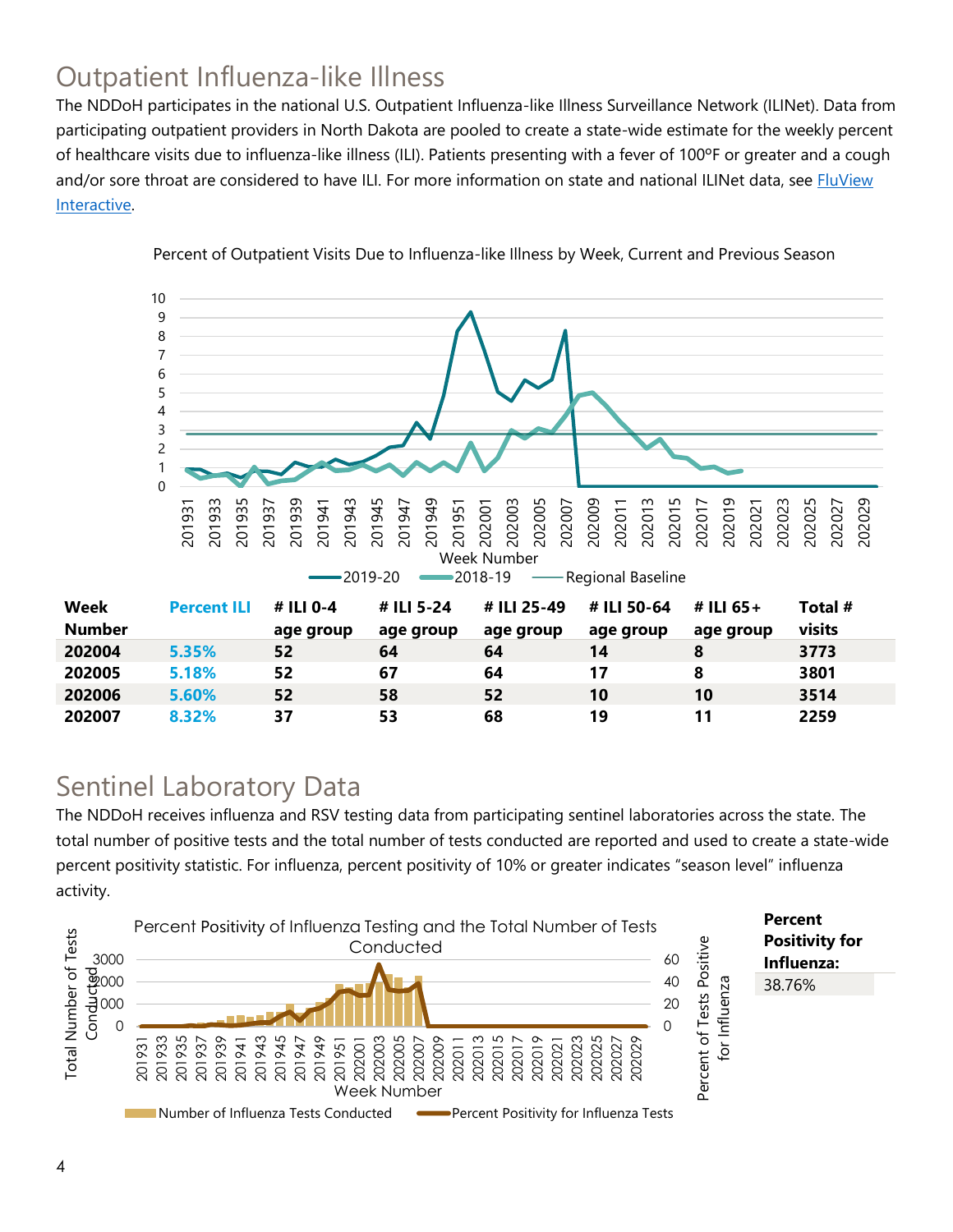## Outpatient Influenza-like Illness

The NDDoH participates in the national U.S. Outpatient Influenza-like Illness Surveillance Network (ILINet). Data from participating outpatient providers in North Dakota are pooled to create a state-wide estimate for the weekly percent of healthcare visits due to influenza-like illness (ILI). Patients presenting with a fever of 100ºF or greater and a cough and/or sore throat are considered to have ILI. For more information on state and national ILINet data, see FluView Interactive.

Percent of Outpatient Visits Due to Influenza-like Illness by Week, Current and Previous Season

| Week Number | Percent ILI | # ILI 0-4 age group | # ILI 5-24 age group | # ILI 25-49 age group | # ILI 50-64 age group | # ILI 65+ age group | Total # visits |
|---|---|---|---|---|---|---|---|
| 202004 | 5.35% | 52 | 64 | 64 | 14 | 8 | 3773 |
| 202005 | 5.18% | 52 | 67 | 64 | 17 | 8 | 3801 |
| 202006 | 5.60% | 52 | 58 | 52 | 10 | 10 | 3514 |
| 202007 | 8.32% | 37 | 53 | 68 | 19 | 11 | 2259 |

## Sentinel Laboratory Data

The NDDoH receives influenza and RSV testing data from participating sentinel laboratories across the state. The total number of positive tests and the total number of tests conducted are reported and used to create a state-wide percent positivity statistic. For influenza, percent positivity of 10% or greater indicates "season level" influenza activity.

Percent Positivity of Influenza Testing and the Total Number of Tests Conducted

| Percent Positivity for Influenza: |
|---|
| 38.76% |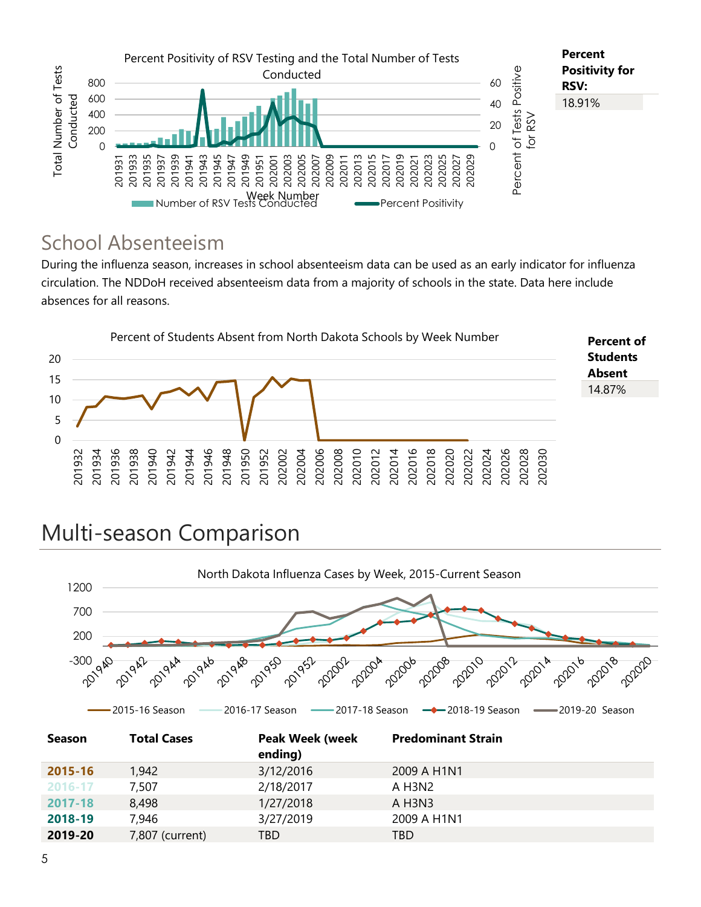Percent Positivity for RSV: 18.91%

## School Absenteeism

During the influenza season, increases in school absenteeism data can be used as an early indicator for influenza circulation. The NDDoH received absenteeism data from a majority of schools in the state. Data here include absences for all reasons.

Percent of Students Absent: 14.87%

# Multi-season Comparison

| Season | Total Cases | Peak Week (week ending) | Predominant Strain |
|---|---|---|---|
| **2015-16** | 1,942 | 3/12/2016 | 2009 A H1N1 |
| **2016-17** | 7,507 | 2/18/2017 | A H3N2 |
| **2017-18** | 8,498 | 1/27/2018 | A H3N3 |
| **2018-19** | 7,946 | 3/27/2019 | 2009 A H1N1 |
| **2019-20** | 7,807 (current) | TBD | TBD |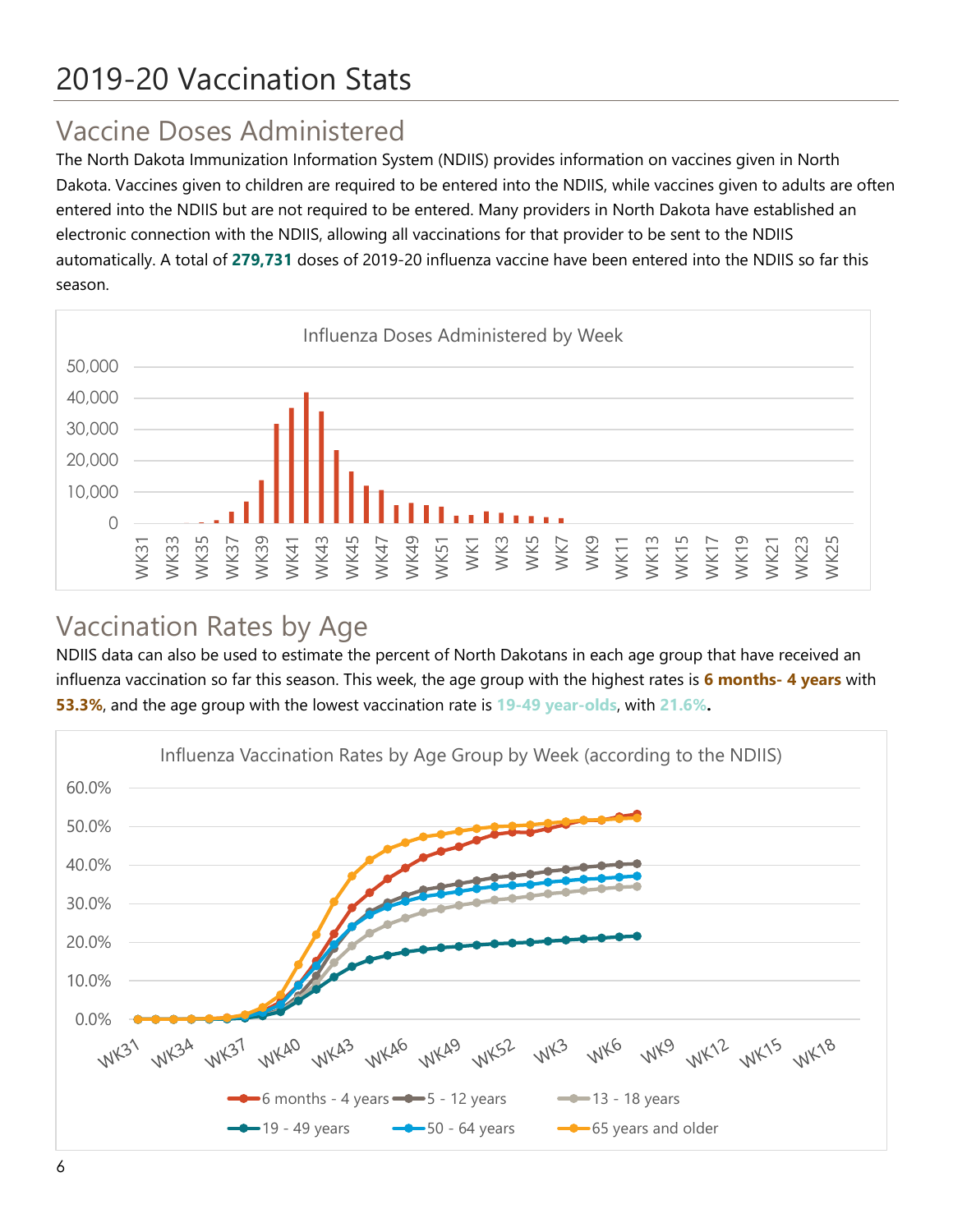# 2019-20 Vaccination Stats

## Vaccine Doses Administered

The North Dakota Immunization Information System (NDIIS) provides information on vaccines given in North Dakota. Vaccines given to children are required to be entered into the NDIIS, while vaccines given to adults are often entered into the NDIIS but are not required to be entered. Many providers in North Dakota have established an electronic connection with the NDIIS, allowing all vaccinations for that provider to be sent to the NDIIS automatically. A total of **279,731** doses of 2019-20 influenza vaccine have been entered into the NDIIS so far this season.

Influenza Doses Administered by Week

50,000
40,000
30,000
20,000
10,000
0

WK31 WK33 WK35 WK37 WK39 WK41 WK43 WK45 WK47 WK49 WK51 WK1 WK3 WK5 WK7 WK9 WK11 WK13 WK15 WK17 WK19 WK21 WK23 WK25

## Vaccination Rates by Age

NDIIS data can also be used to estimate the percent of North Dakotans in each age group that have received an influenza vaccination so far this season. This week, the age group with the highest rates is **6 months- 4 years** with **53.3%**, and the age group with the lowest vaccination rate is **19-49 year-olds**, with **21.6%**.

Influenza Vaccination Rates by Age Group by Week (according to the NDIIS)

60.0%
50.0%
40.0%
30.0%
20.0%
10.0%
0.0%

WK31 WK34 WK37 WK40 WK43 WK46 WK49 WK52 WK3 WK6 WK9 WK12 WK15 WK18

6 months - 4 years
5 - 12 years
13 - 18 years
19 - 49 years
50 - 64 years
65 years and older